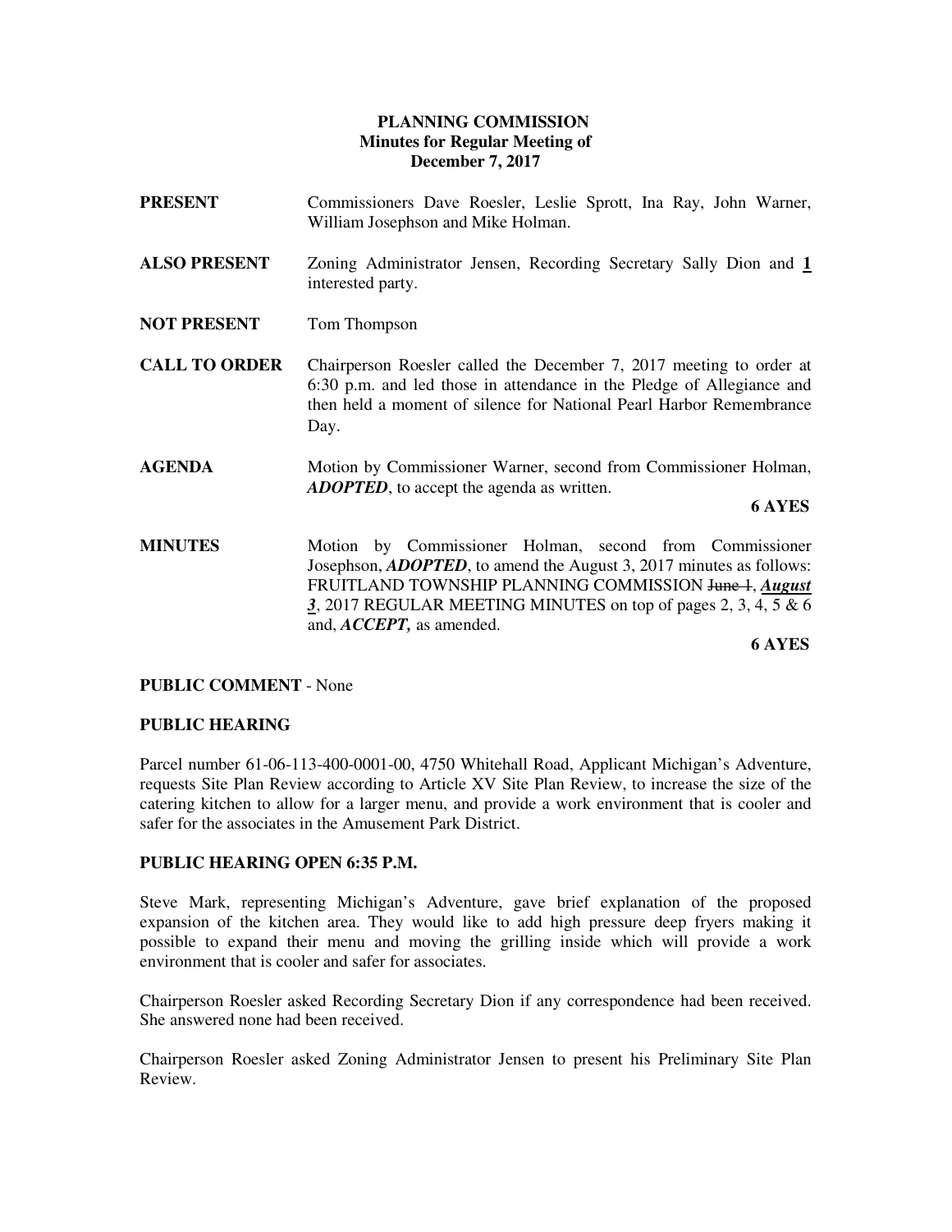# PLANNING COMMISSION
## Minutes for Regular Meeting of
## December 7, 2017

**PRESENT** Commissioners Dave Roesler, Leslie Sprott, Ina Ray, John Warner, William Josephson and Mike Holman.

**ALSO PRESENT** Zoning Administrator Jensen, Recording Secretary Sally Dion and **1** interested party.

**NOT PRESENT** Tom Thompson

**CALL TO ORDER** Chairperson Roesler called the December 7, 2017 meeting to order at 6:30 p.m. and led those in attendance in the Pledge of Allegiance and then held a moment of silence for National Pearl Harbor Remembrance Day.

**AGENDA** Motion by Commissioner Warner, second from Commissioner Holman, ***ADOPTED***, to accept the agenda as written.

**6 AYES**

**MINUTES** Motion by Commissioner Holman, second from Commissioner Josephson, ***ADOPTED***, to amend the August 3, 2017 minutes as follows: FRUITLAND TOWNSHIP PLANNING COMMISSION ~~June 1~~, ***August 3***, 2017 REGULAR MEETING MINUTES on top of pages 2, 3, 4, 5 & 6 and, ***ACCEPT,*** as amended.

**6 AYES**

**PUBLIC COMMENT** - None

**PUBLIC HEARING**

Parcel number 61-06-113-400-0001-00, 4750 Whitehall Road, Applicant Michigan's Adventure, requests Site Plan Review according to Article XV Site Plan Review, to increase the size of the catering kitchen to allow for a larger menu, and provide a work environment that is cooler and safer for the associates in the Amusement Park District.

**PUBLIC HEARING OPEN 6:35 P.M.**

Steve Mark, representing Michigan's Adventure, gave brief explanation of the proposed expansion of the kitchen area. They would like to add high pressure deep fryers making it possible to expand their menu and moving the grilling inside which will provide a work environment that is cooler and safer for associates.

Chairperson Roesler asked Recording Secretary Dion if any correspondence had been received. She answered none had been received.

Chairperson Roesler asked Zoning Administrator Jensen to present his Preliminary Site Plan Review.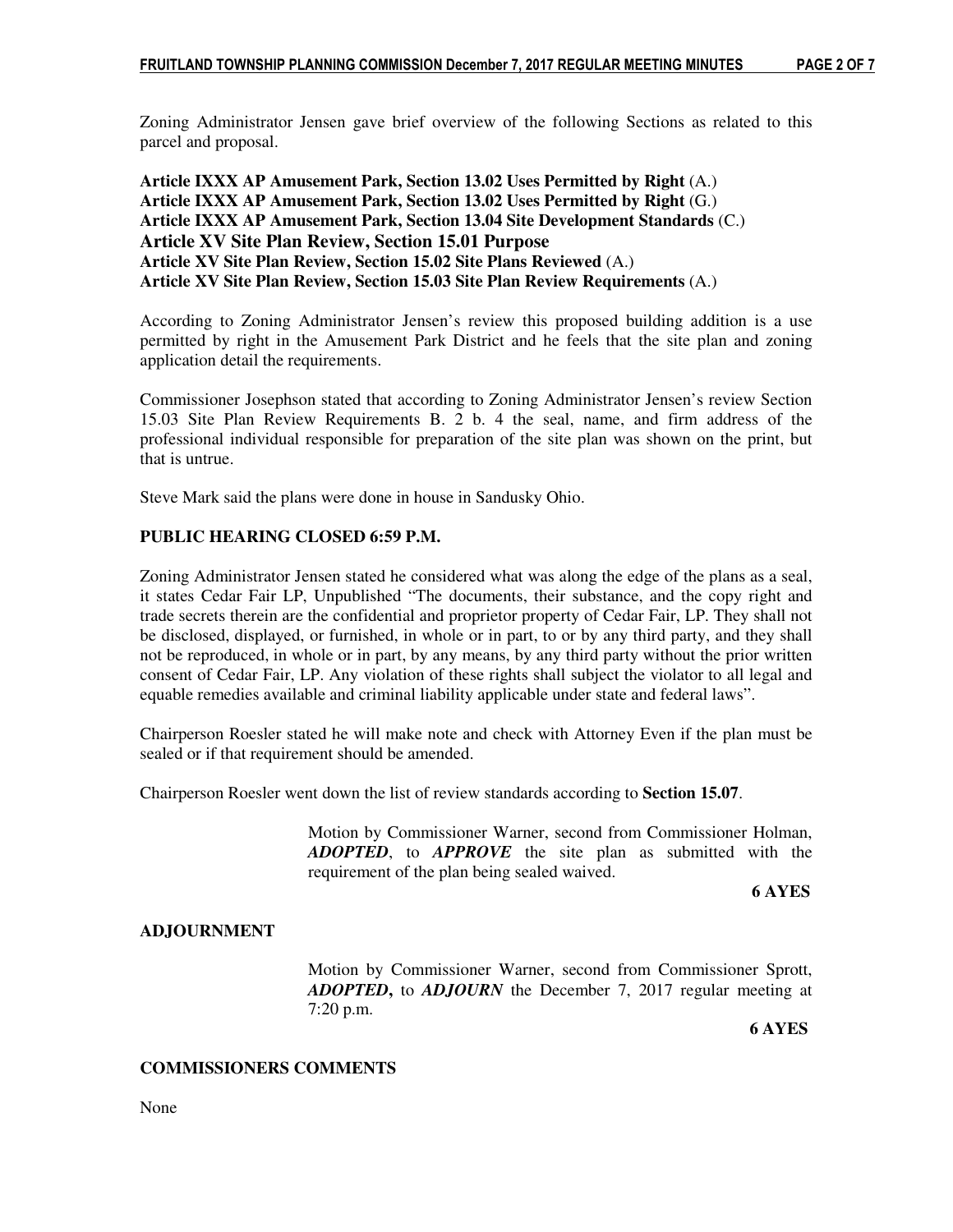Zoning Administrator Jensen gave brief overview of the following Sections as related to this parcel and proposal.

**Article IXXX AP Amusement Park, Section 13.02 Uses Permitted by Right** (A.)
**Article IXXX AP Amusement Park, Section 13.02 Uses Permitted by Right** (G.)
**Article IXXX AP Amusement Park, Section 13.04 Site Development Standards** (C.)
**Article XV Site Plan Review, Section 15.01 Purpose**
**Article XV Site Plan Review, Section 15.02 Site Plans Reviewed** (A.)
**Article XV Site Plan Review, Section 15.03 Site Plan Review Requirements** (A.)

According to Zoning Administrator Jensen's review this proposed building addition is a use permitted by right in the Amusement Park District and he feels that the site plan and zoning application detail the requirements.

Commissioner Josephson stated that according to Zoning Administrator Jensen's review Section 15.03 Site Plan Review Requirements B. 2 b. 4 the seal, name, and firm address of the professional individual responsible for preparation of the site plan was shown on the print, but that is untrue.

Steve Mark said the plans were done in house in Sandusky Ohio.

**PUBLIC HEARING CLOSED 6:59 P.M.**

Zoning Administrator Jensen stated he considered what was along the edge of the plans as a seal, it states Cedar Fair LP, Unpublished "The documents, their substance, and the copy right and trade secrets therein are the confidential and proprietor property of Cedar Fair, LP. They shall not be disclosed, displayed, or furnished, in whole or in part, to or by any third party, and they shall not be reproduced, in whole or in part, by any means, by any third party without the prior written consent of Cedar Fair, LP. Any violation of these rights shall subject the violator to all legal and equable remedies available and criminal liability applicable under state and federal laws".

Chairperson Roesler stated he will make note and check with Attorney Even if the plan must be sealed or if that requirement should be amended.

Chairperson Roesler went down the list of review standards according to **Section 15.07**.

> Motion by Commissioner Warner, second from Commissioner Holman, ***ADOPTED***, to ***APPROVE*** the site plan as submitted with the requirement of the plan being sealed waived.
>
> **6 AYES**

**ADJOURNMENT**

> Motion by Commissioner Warner, second from Commissioner Sprott, ***ADOPTED***, to ***ADJOURN*** the December 7, 2017 regular meeting at 7:20 p.m.
>
> **6 AYES**

**COMMISSIONERS COMMENTS**

None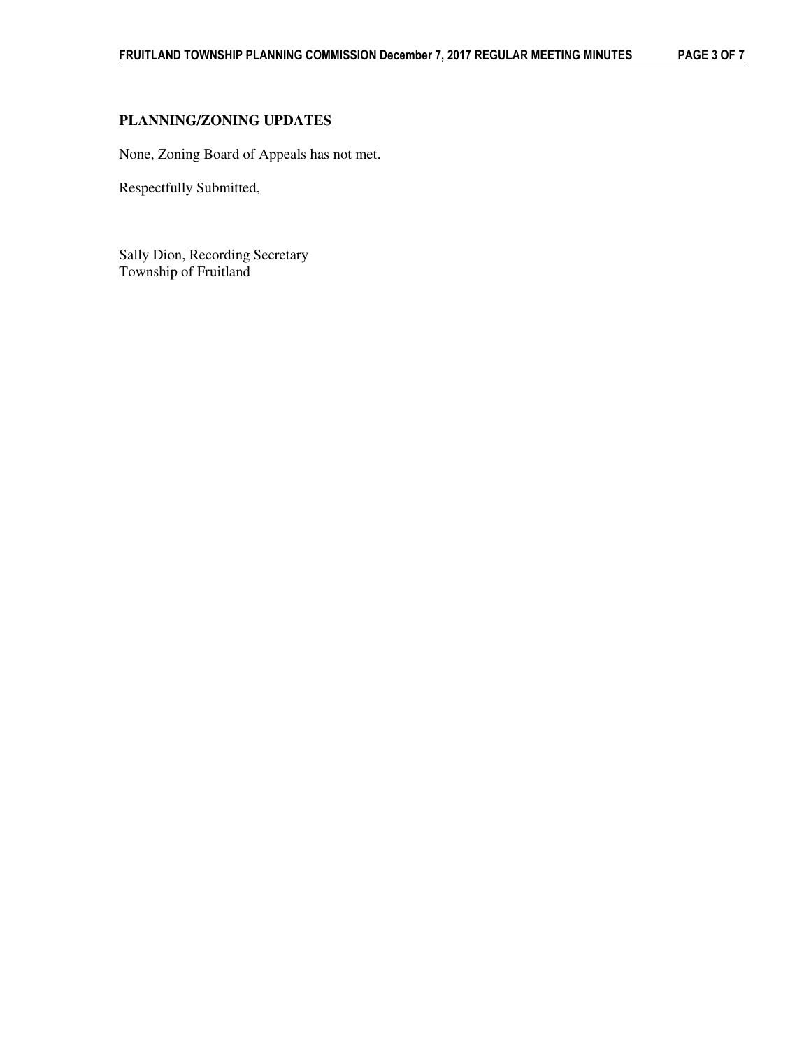## PLANNING/ZONING UPDATES

None, Zoning Board of Appeals has not met.

Respectfully Submitted,

Sally Dion, Recording Secretary
Township of Fruitland